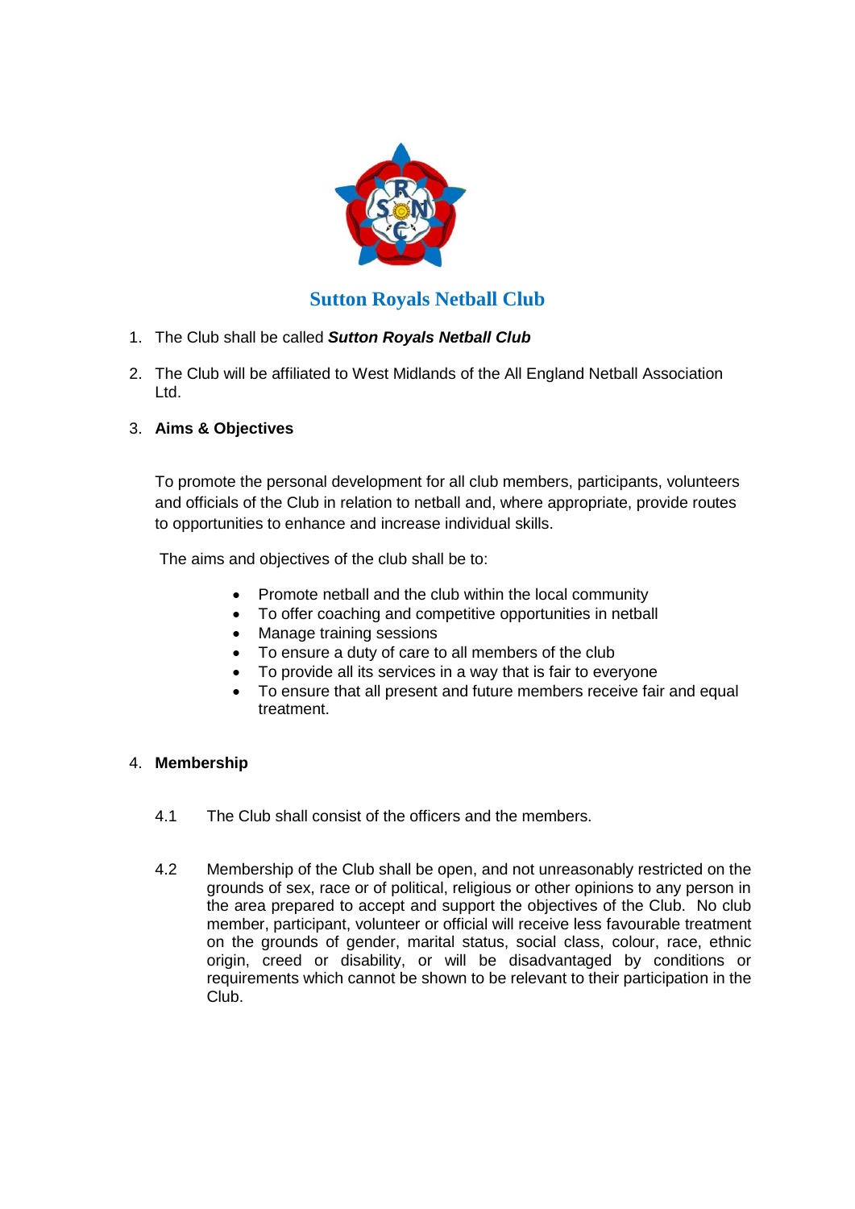# Sutton Royals Netball Club

1. The Club shall be called ***Sutton Royals Netball Club***

2. The Club will be affiliated to West Midlands of the All England Netball Association Ltd.

3. **Aims & Objectives**

   To promote the personal development for all club members, participants, volunteers and officials of the Club in relation to netball and, where appropriate, provide routes to opportunities to enhance and increase individual skills.

   The aims and objectives of the club shall be to:

   - Promote netball and the club within the local community
   - To offer coaching and competitive opportunities in netball
   - Manage training sessions
   - To ensure a duty of care to all members of the club
   - To provide all its services in a way that is fair to everyone
   - To ensure that all present and future members receive fair and equal treatment.

4. **Membership**

   4.1 The Club shall consist of the officers and the members.

   4.2 Membership of the Club shall be open, and not unreasonably restricted on the grounds of sex, race or of political, religious or other opinions to any person in the area prepared to accept and support the objectives of the Club. No club member, participant, volunteer or official will receive less favourable treatment on the grounds of gender, marital status, social class, colour, race, ethnic origin, creed or disability, or will be disadvantaged by conditions or requirements which cannot be shown to be relevant to their participation in the Club.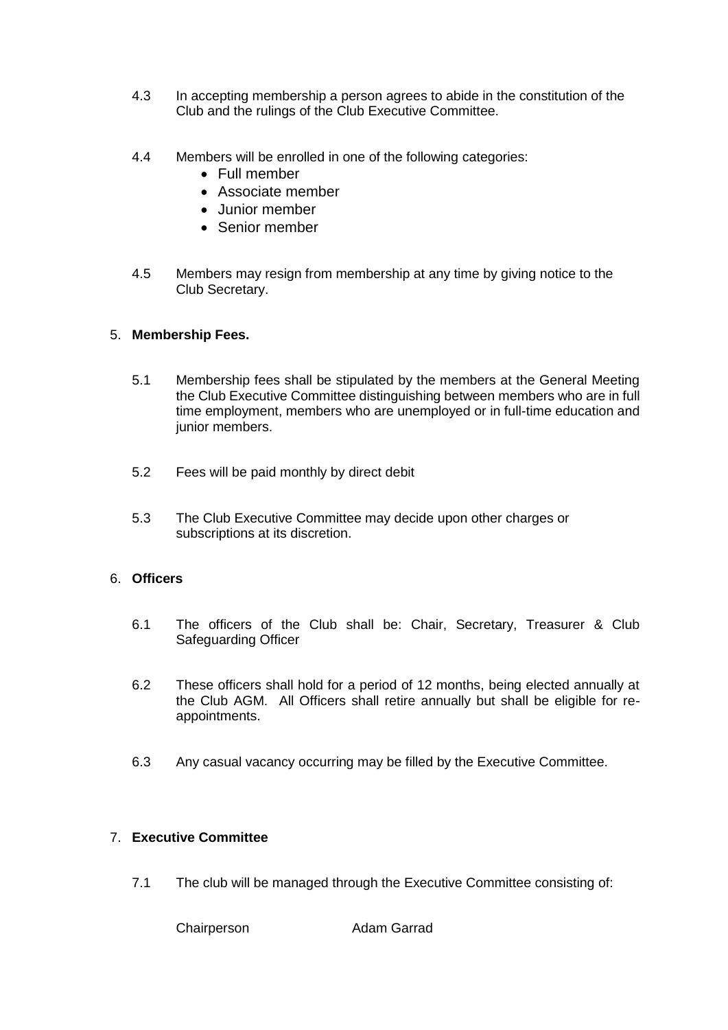4.3 In accepting membership a person agrees to abide in the constitution of the Club and the rulings of the Club Executive Committee.

4.4 Members will be enrolled in one of the following categories:

- Full member
- Associate member
- Junior member
- Senior member

4.5 Members may resign from membership at any time by giving notice to the Club Secretary.

5. **Membership Fees.**

5.1 Membership fees shall be stipulated by the members at the General Meeting the Club Executive Committee distinguishing between members who are in full time employment, members who are unemployed or in full-time education and junior members.

5.2 Fees will be paid monthly by direct debit

5.3 The Club Executive Committee may decide upon other charges or subscriptions at its discretion.

6. **Officers**

6.1 The officers of the Club shall be: Chair, Secretary, Treasurer & Club Safeguarding Officer

6.2 These officers shall hold for a period of 12 months, being elected annually at the Club AGM. All Officers shall retire annually but shall be eligible for re-appointments.

6.3 Any casual vacancy occurring may be filled by the Executive Committee.

7. **Executive Committee**

7.1 The club will be managed through the Executive Committee consisting of:

Chairperson Adam Garrad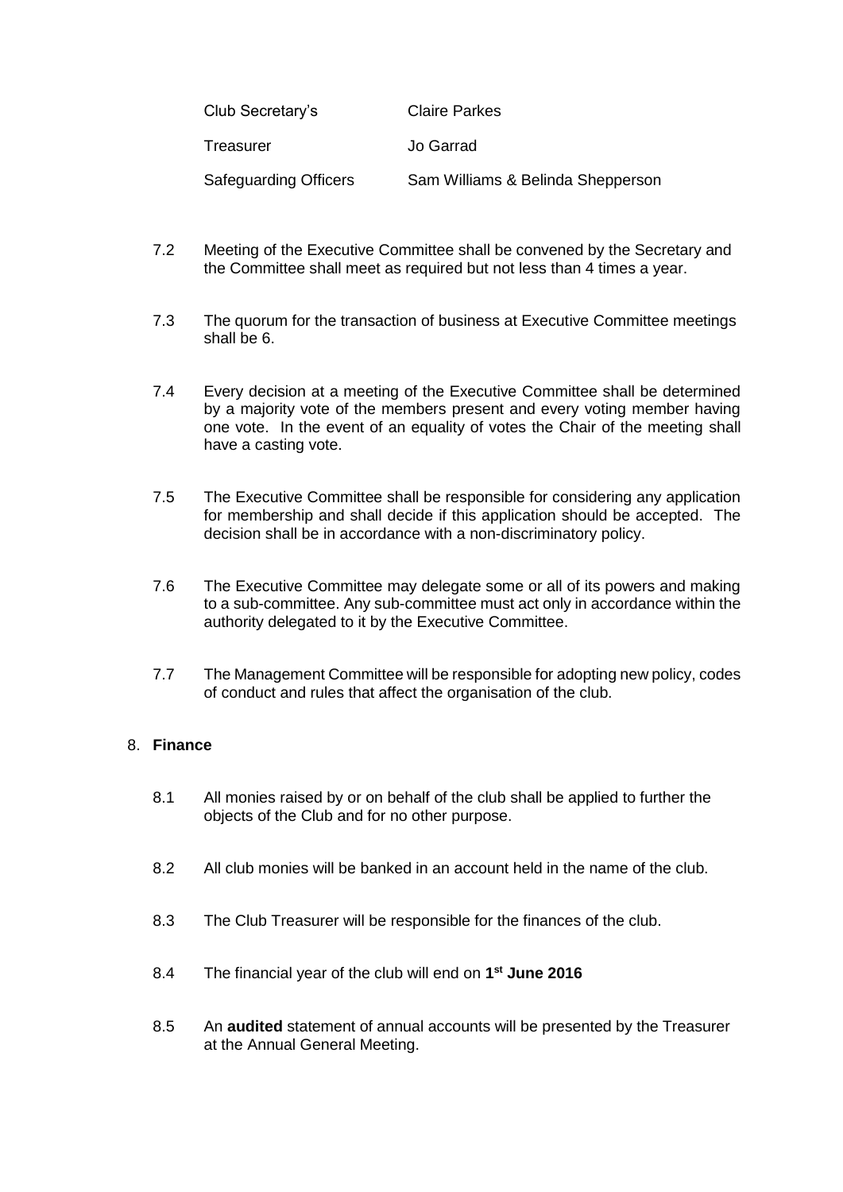| | |
|---|---|
| Club Secretary's | Claire Parkes |
| Treasurer | Jo Garrad |
| Safeguarding Officers | Sam Williams & Belinda Shepperson |

7.2 Meeting of the Executive Committee shall be convened by the Secretary and the Committee shall meet as required but not less than 4 times a year.

7.3 The quorum for the transaction of business at Executive Committee meetings shall be 6.

7.4 Every decision at a meeting of the Executive Committee shall be determined by a majority vote of the members present and every voting member having one vote. In the event of an equality of votes the Chair of the meeting shall have a casting vote.

7.5 The Executive Committee shall be responsible for considering any application for membership and shall decide if this application should be accepted. The decision shall be in accordance with a non-discriminatory policy.

7.6 The Executive Committee may delegate some or all of its powers and making to a sub-committee. Any sub-committee must act only in accordance within the authority delegated to it by the Executive Committee.

7.7 The Management Committee will be responsible for adopting new policy, codes of conduct and rules that affect the organisation of the club.

8. **Finance**

8.1 All monies raised by or on behalf of the club shall be applied to further the objects of the Club and for no other purpose.

8.2 All club monies will be banked in an account held in the name of the club.

8.3 The Club Treasurer will be responsible for the finances of the club.

8.4 The financial year of the club will end on **1st June 2016**

8.5 An **audited** statement of annual accounts will be presented by the Treasurer at the Annual General Meeting.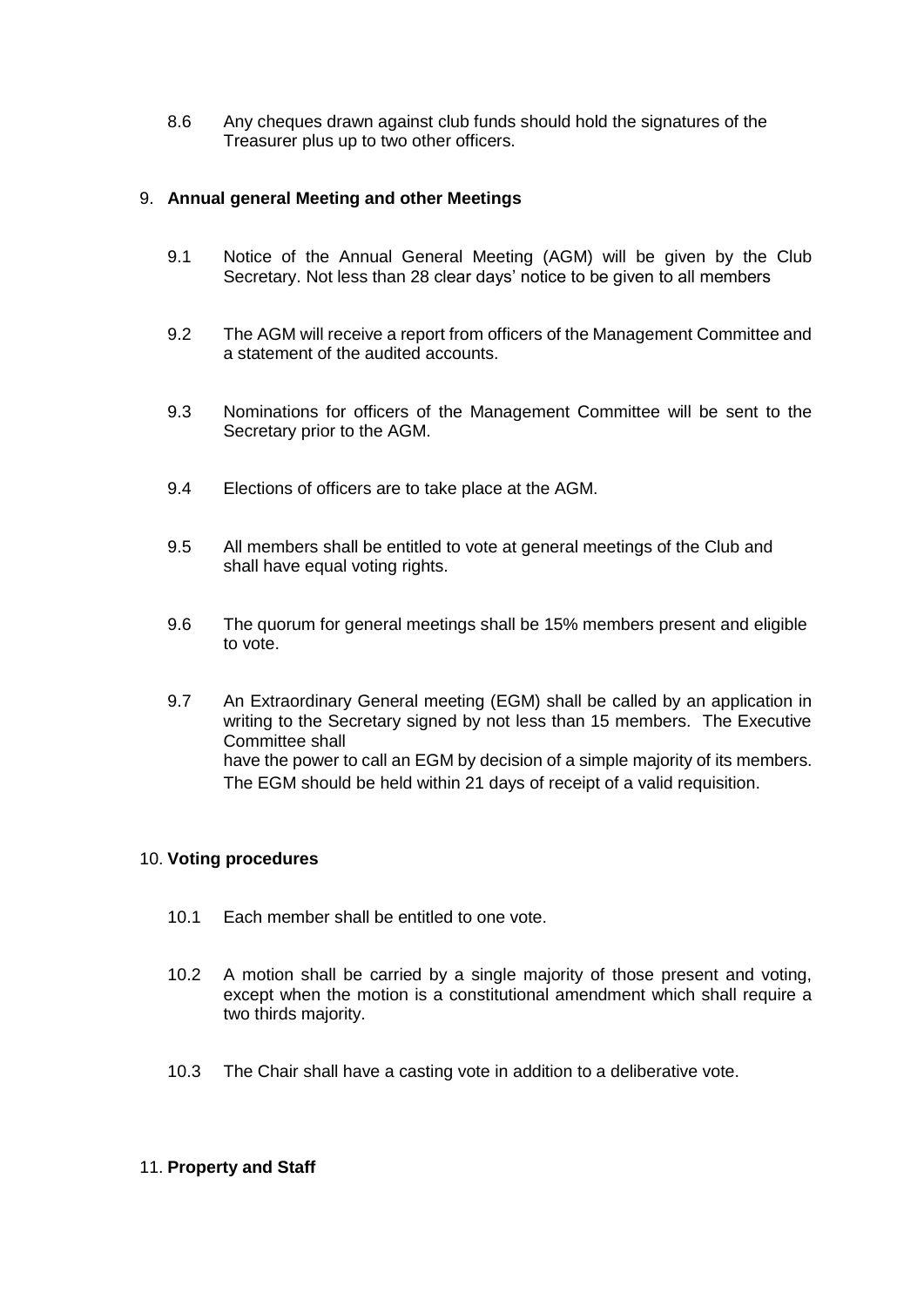8.6 Any cheques drawn against club funds should hold the signatures of the Treasurer plus up to two other officers.

## 9. **Annual general Meeting and other Meetings**

9.1 Notice of the Annual General Meeting (AGM) will be given by the Club Secretary. Not less than 28 clear days' notice to be given to all members

9.2 The AGM will receive a report from officers of the Management Committee and a statement of the audited accounts.

9.3 Nominations for officers of the Management Committee will be sent to the Secretary prior to the AGM.

9.4 Elections of officers are to take place at the AGM.

9.5 All members shall be entitled to vote at general meetings of the Club and shall have equal voting rights.

9.6 The quorum for general meetings shall be 15% members present and eligible to vote.

9.7 An Extraordinary General meeting (EGM) shall be called by an application in writing to the Secretary signed by not less than 15 members. The Executive Committee shall have the power to call an EGM by decision of a simple majority of its members. The EGM should be held within 21 days of receipt of a valid requisition.

## 10. **Voting procedures**

10.1 Each member shall be entitled to one vote.

10.2 A motion shall be carried by a single majority of those present and voting, except when the motion is a constitutional amendment which shall require a two thirds majority.

10.3 The Chair shall have a casting vote in addition to a deliberative vote.

## 11. **Property and Staff**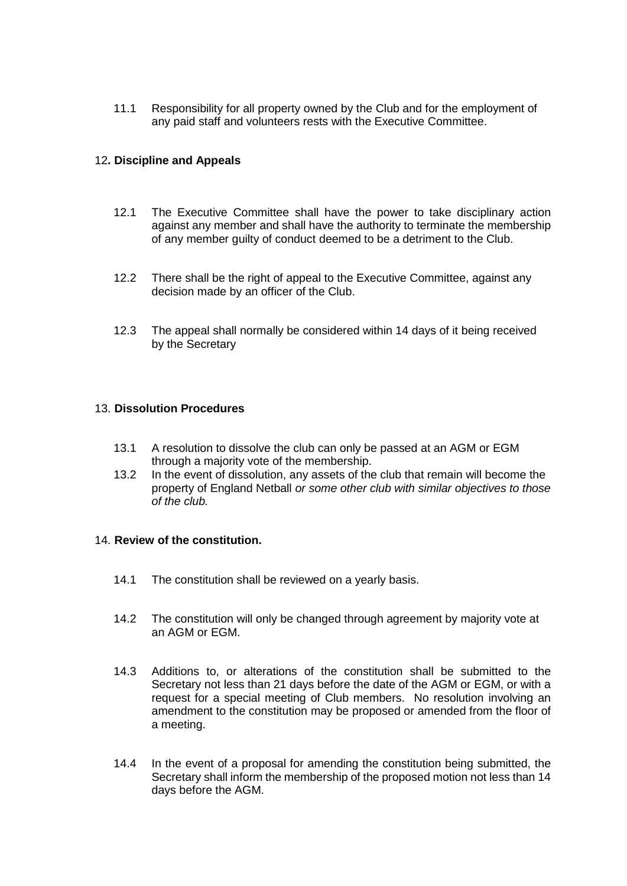11.1 Responsibility for all property owned by the Club and for the employment of any paid staff and volunteers rests with the Executive Committee.

## 12**. Discipline and Appeals**

12.1 The Executive Committee shall have the power to take disciplinary action against any member and shall have the authority to terminate the membership of any member guilty of conduct deemed to be a detriment to the Club.

12.2 There shall be the right of appeal to the Executive Committee, against any decision made by an officer of the Club.

12.3 The appeal shall normally be considered within 14 days of it being received by the Secretary

## 13. **Dissolution Procedures**

13.1 A resolution to dissolve the club can only be passed at an AGM or EGM through a majority vote of the membership.

13.2 In the event of dissolution, any assets of the club that remain will become the property of England Netball *or some other club with similar objectives to those of the club.*

## 14. **Review of the constitution.**

14.1 The constitution shall be reviewed on a yearly basis.

14.2 The constitution will only be changed through agreement by majority vote at an AGM or EGM.

14.3 Additions to, or alterations of the constitution shall be submitted to the Secretary not less than 21 days before the date of the AGM or EGM, or with a request for a special meeting of Club members. No resolution involving an amendment to the constitution may be proposed or amended from the floor of a meeting.

14.4 In the event of a proposal for amending the constitution being submitted, the Secretary shall inform the membership of the proposed motion not less than 14 days before the AGM.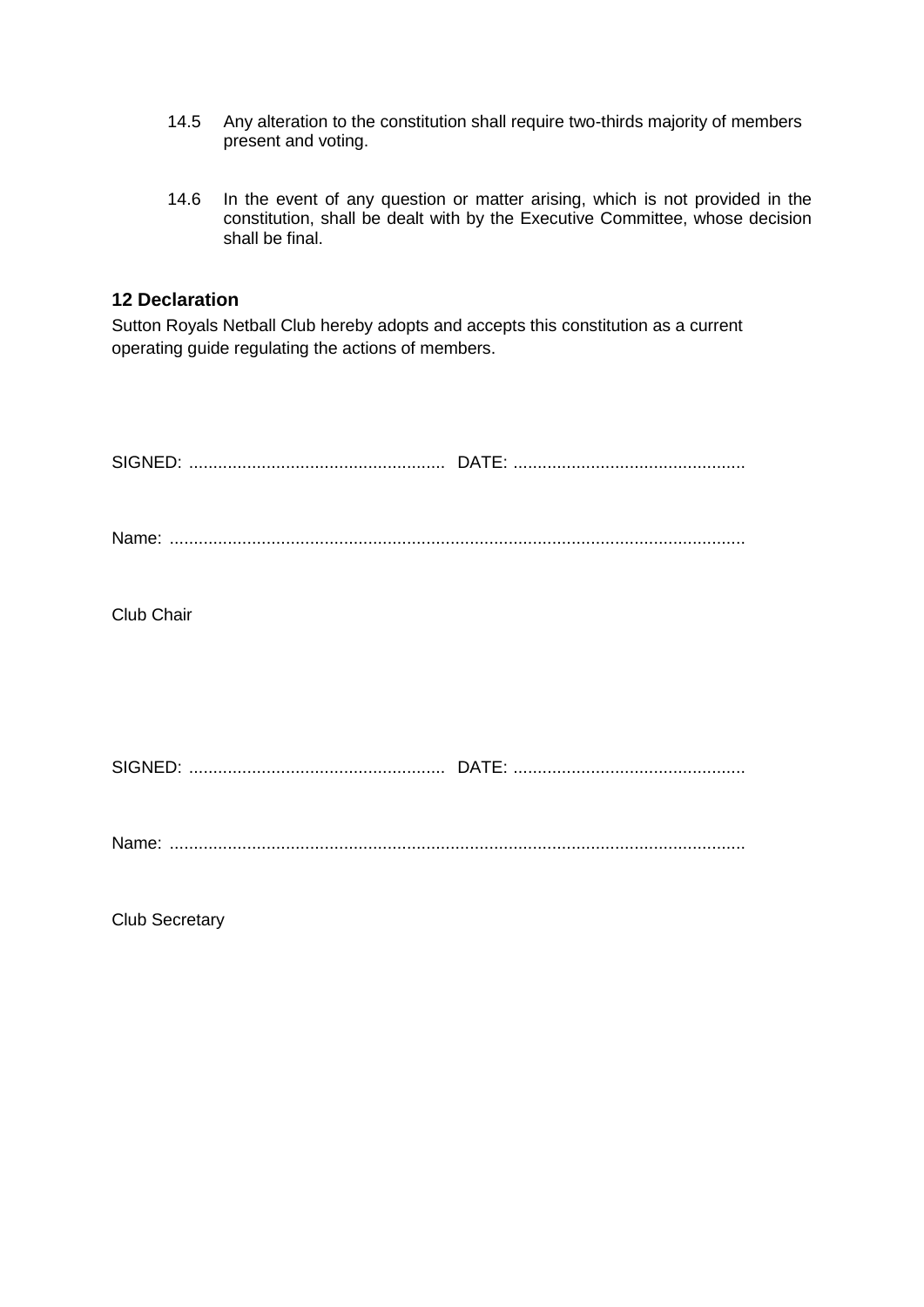14.5 Any alteration to the constitution shall require two-thirds majority of members present and voting.

14.6 In the event of any question or matter arising, which is not provided in the constitution, shall be dealt with by the Executive Committee, whose decision shall be final.

## 12 Declaration

Sutton Royals Netball Club hereby adopts and accepts this constitution as a current operating guide regulating the actions of members.

SIGNED: ..................................................... DATE: ................................................

Name: .......................................................................................................................

Club Chair

SIGNED: ..................................................... DATE: ................................................

Name: .......................................................................................................................

Club Secretary